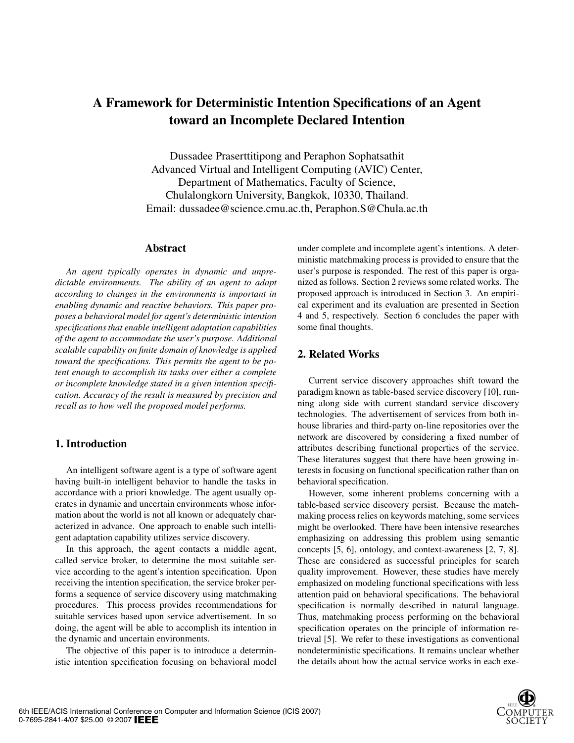# A Framework for Deterministic Intention Specifications of an Agent toward an Incomplete Declared Intention

Dussadee Praserttitipong and Peraphon Sophatsathit
Advanced Virtual and Intelligent Computing (AVIC) Center,
Department of Mathematics, Faculty of Science,
Chulalongkorn University, Bangkok, 10330, Thailand.
Email: dussadee@science.cmu.ac.th, Peraphon.S@Chula.ac.th

## Abstract

*An agent typically operates in dynamic and unpredictable environments. The ability of an agent to adapt according to changes in the environments is important in enabling dynamic and reactive behaviors. This paper proposes a behavioral model for agent's deterministic intention specifications that enable intelligent adaptation capabilities of the agent to accommodate the user's purpose. Additional scalable capability on finite domain of knowledge is applied toward the specifications. This permits the agent to be potent enough to accomplish its tasks over either a complete or incomplete knowledge stated in a given intention specification. Accuracy of the result is measured by precision and recall as to how well the proposed model performs.*

## 1. Introduction

An intelligent software agent is a type of software agent having built-in intelligent behavior to handle the tasks in accordance with a priori knowledge. The agent usually operates in dynamic and uncertain environments whose information about the world is not all known or adequately characterized in advance. One approach to enable such intelligent adaptation capability utilizes service discovery.

In this approach, the agent contacts a middle agent, called service broker, to determine the most suitable service according to the agent's intention specification. Upon receiving the intention specification, the service broker performs a sequence of service discovery using matchmaking procedures. This process provides recommendations for suitable services based upon service advertisement. In so doing, the agent will be able to accomplish its intention in the dynamic and uncertain environments.

The objective of this paper is to introduce a deterministic intention specification focusing on behavioral model under complete and incomplete agent's intentions. A deterministic matchmaking process is provided to ensure that the user's purpose is responded. The rest of this paper is organized as follows. Section 2 reviews some related works. The proposed approach is introduced in Section 3. An empirical experiment and its evaluation are presented in Section 4 and 5, respectively. Section 6 concludes the paper with some final thoughts.

## 2. Related Works

Current service discovery approaches shift toward the paradigm known as table-based service discovery [10], running along side with current standard service discovery technologies. The advertisement of services from both inhouse libraries and third-party on-line repositories over the network are discovered by considering a fixed number of attributes describing functional properties of the service. These literatures suggest that there have been growing interests in focusing on functional specification rather than on behavioral specification.

However, some inherent problems concerning with a table-based service discovery persist. Because the matchmaking process relies on keywords matching, some services might be overlooked. There have been intensive researches emphasizing on addressing this problem using semantic concepts [5, 6], ontology, and context-awareness [2, 7, 8]. These are considered as successful principles for search quality improvement. However, these studies have merely emphasized on modeling functional specifications with less attention paid on behavioral specifications. The behavioral specification is normally described in natural language. Thus, matchmaking process performing on the behavioral specification operates on the principle of information retrieval [5]. We refer to these investigations as conventional nondeterministic specifications. It remains unclear whether the details about how the actual service works in each exe-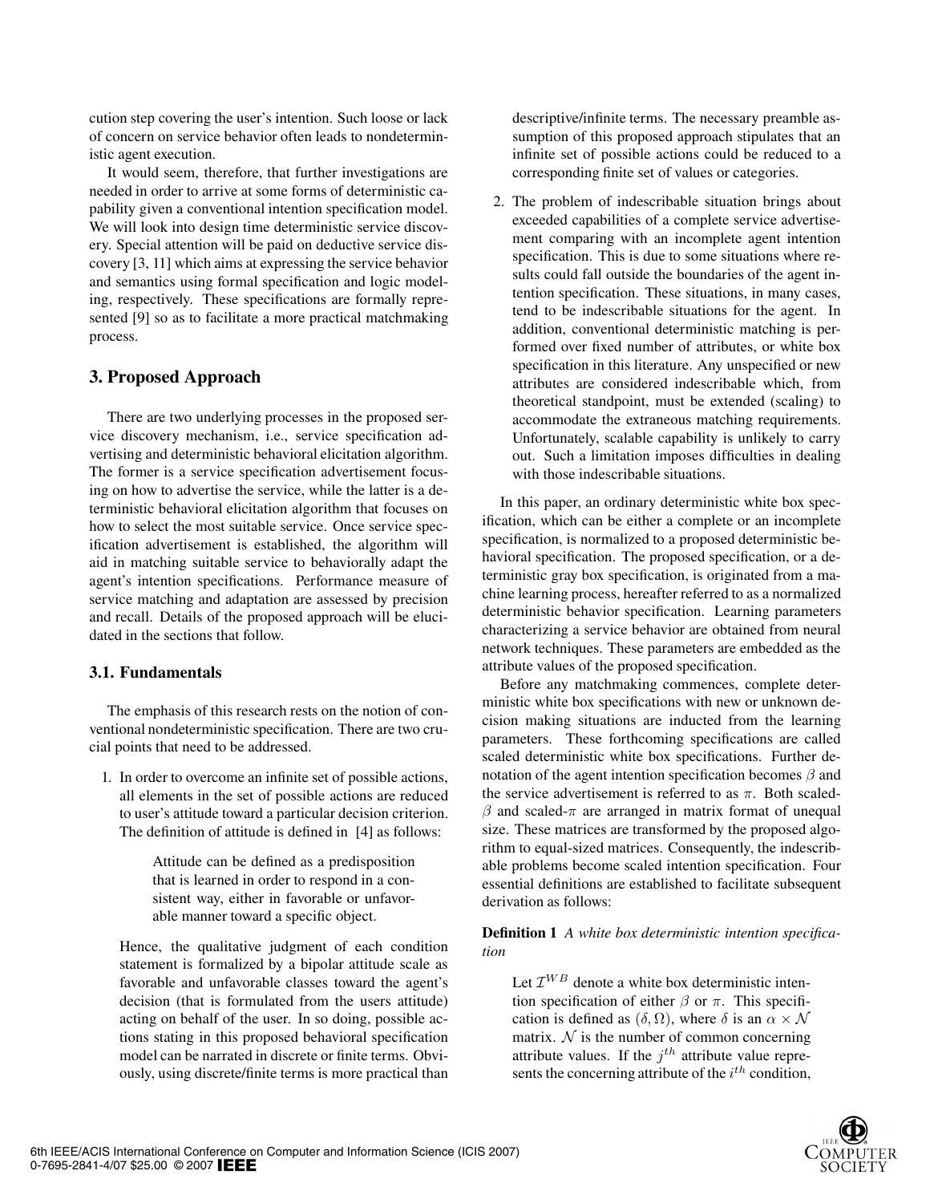cution step covering the user's intention. Such loose or lack of concern on service behavior often leads to nondeterministic agent execution.

It would seem, therefore, that further investigations are needed in order to arrive at some forms of deterministic capability given a conventional intention specification model. We will look into design time deterministic service discovery. Special attention will be paid on deductive service discovery [3, 11] which aims at expressing the service behavior and semantics using formal specification and logic modeling, respectively. These specifications are formally represented [9] so as to facilitate a more practical matchmaking process.

## 3. Proposed Approach

There are two underlying processes in the proposed service discovery mechanism, i.e., service specification advertising and deterministic behavioral elicitation algorithm. The former is a service specification advertisement focusing on how to advertise the service, while the latter is a deterministic behavioral elicitation algorithm that focuses on how to select the most suitable service. Once service specification advertisement is established, the algorithm will aid in matching suitable service to behaviorally adapt the agent's intention specifications. Performance measure of service matching and adaptation are assessed by precision and recall. Details of the proposed approach will be elucidated in the sections that follow.

### 3.1. Fundamentals

The emphasis of this research rests on the notion of conventional nondeterministic specification. There are two crucial points that need to be addressed.

1. In order to overcome an infinite set of possible actions, all elements in the set of possible actions are reduced to user's attitude toward a particular decision criterion. The definition of attitude is defined in [4] as follows:

   > Attitude can be defined as a predisposition that is learned in order to respond in a consistent way, either in favorable or unfavorable manner toward a specific object.

   Hence, the qualitative judgment of each condition statement is formalized by a bipolar attitude scale as favorable and unfavorable classes toward the agent's decision (that is formulated from the users attitude) acting on behalf of the user. In so doing, possible actions stating in this proposed behavioral specification model can be narrated in discrete or finite terms. Obviously, using discrete/finite terms is more practical than descriptive/infinite terms. The necessary preamble assumption of this proposed approach stipulates that an infinite set of possible actions could be reduced to a corresponding finite set of values or categories.

2. The problem of indescribable situation brings about exceeded capabilities of a complete service advertisement comparing with an incomplete agent intention specification. This is due to some situations where results could fall outside the boundaries of the agent intention specification. These situations, in many cases, tend to be indescribable situations for the agent. In addition, conventional deterministic matching is performed over fixed number of attributes, or white box specification in this literature. Any unspecified or new attributes are considered indescribable which, from theoretical standpoint, must be extended (scaling) to accommodate the extraneous matching requirements. Unfortunately, scalable capability is unlikely to carry out. Such a limitation imposes difficulties in dealing with those indescribable situations.

In this paper, an ordinary deterministic white box specification, which can be either a complete or an incomplete specification, is normalized to a proposed deterministic behavioral specification. The proposed specification, or a deterministic gray box specification, is originated from a machine learning process, hereafter referred to as a normalized deterministic behavior specification. Learning parameters characterizing a service behavior are obtained from neural network techniques. These parameters are embedded as the attribute values of the proposed specification.

Before any matchmaking commences, complete deterministic white box specifications with new or unknown decision making situations are inducted from the learning parameters. These forthcoming specifications are called scaled deterministic white box specifications. Further denotation of the agent intention specification becomes $\beta$ and the service advertisement is referred to as $\pi$. Both scaled-$\beta$ and scaled-$\pi$ are arranged in matrix format of unequal size. These matrices are transformed by the proposed algorithm to equal-sized matrices. Consequently, the indescribable problems become scaled intention specification. Four essential definitions are established to facilitate subsequent derivation as follows:

**Definition 1** *A white box deterministic intention specification*

> Let $\mathcal{I}^{WB}$ denote a white box deterministic intention specification of either $\beta$ or $\pi$. This specification is defined as $(\delta, \Omega)$, where $\delta$ is an $\alpha \times \mathcal{N}$ matrix. $\mathcal{N}$ is the number of common concerning attribute values. If the $j^{th}$ attribute value represents the concerning attribute of the $i^{th}$ condition,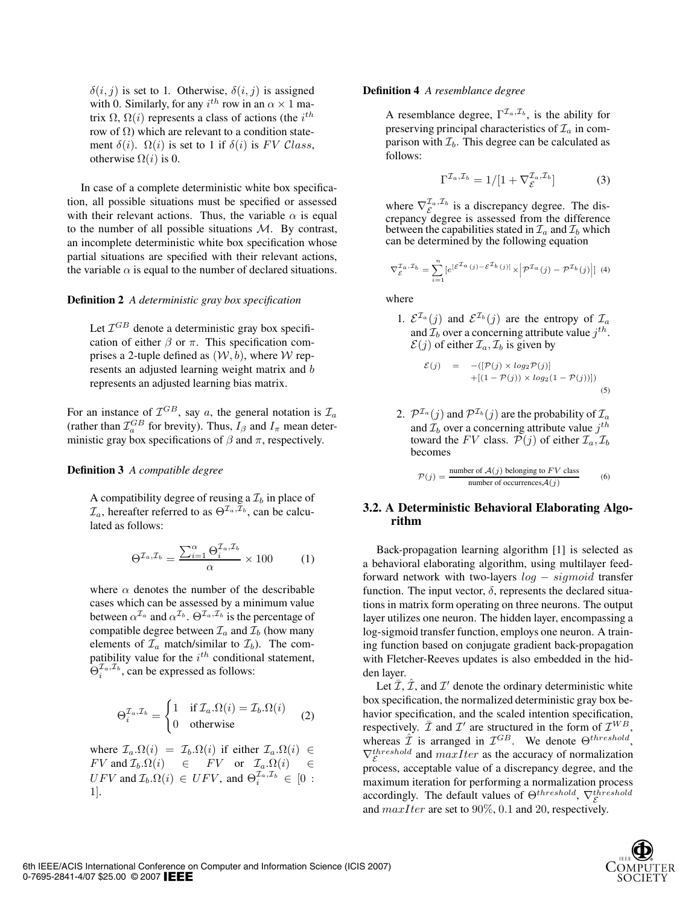$\delta(i,j)$ is set to 1. Otherwise, $\delta(i,j)$ is assigned with 0. Similarly, for any $i^{th}$ row in an $\alpha \times 1$ matrix $\Omega$, $\Omega(i)$ represents a class of actions (the $i^{th}$ row of $\Omega$) which are relevant to a condition statement $\delta(i)$. $\Omega(i)$ is set to 1 if $\delta(i)$ is $FV\ Class$, otherwise $\Omega(i)$ is 0.

In case of a complete deterministic white box specification, all possible situations must be specified or assessed with their relevant actions. Thus, the variable $\alpha$ is equal to the number of all possible situations $\mathcal{M}$. By contrast, an incomplete deterministic white box specification whose partial situations are specified with their relevant actions, the variable $\alpha$ is equal to the number of declared situations.

**Definition 2** *A deterministic gray box specification*

Let $\mathcal{I}^{GB}$ denote a deterministic gray box specification of either $\beta$ or $\pi$. This specification comprises a 2-tuple defined as $(\mathcal{W}, b)$, where $\mathcal{W}$ represents an adjusted learning weight matrix and $b$ represents an adjusted learning bias matrix.

For an instance of $\mathcal{I}^{GB}$, say $a$, the general notation is $\mathcal{I}_a$ (rather than $\mathcal{I}^{GB}_a$ for brevity). Thus, $I_\beta$ and $I_\pi$ mean deterministic gray box specifications of $\beta$ and $\pi$, respectively.

**Definition 3** *A compatible degree*

A compatibility degree of reusing a $\mathcal{I}_b$ in place of $\mathcal{I}_a$, hereafter referred to as $\Theta^{\mathcal{I}_a,\mathcal{I}_b}$, can be calculated as follows:

$$\Theta^{\mathcal{I}_a,\mathcal{I}_b} = \frac{\sum_{i=1}^{\alpha} \Theta_i^{\mathcal{I}_a,\mathcal{I}_b}}{\alpha} \times 100 \qquad (1)$$

where $\alpha$ denotes the number of the describable cases which can be assessed by a minimum value between $\alpha^{\mathcal{I}_a}$ and $\alpha^{\mathcal{I}_b}$. $\Theta^{\mathcal{I}_a,\mathcal{I}_b}$ is the percentage of compatible degree between $\mathcal{I}_a$ and $\mathcal{I}_b$ (how many elements of $\mathcal{I}_a$ match/similar to $\mathcal{I}_b$). The compatibility value for the $i^{th}$ conditional statement, $\Theta_i^{\mathcal{I}_a,\mathcal{I}_b}$, can be expressed as follows:

$$\Theta_i^{\mathcal{I}_a,\mathcal{I}_b} = \begin{cases} 1 & \text{if } \mathcal{I}_a.\Omega(i) = \mathcal{I}_b.\Omega(i) \\ 0 & \text{otherwise} \end{cases} \qquad (2)$$

where $\mathcal{I}_a.\Omega(i) = \mathcal{I}_b.\Omega(i)$ if either $\mathcal{I}_a.\Omega(i) \in FV$ and $\mathcal{I}_b.\Omega(i) \in FV$ or $\mathcal{I}_a.\Omega(i) \in UFV$ and $\mathcal{I}_b.\Omega(i) \in UFV$, and $\Theta_i^{\mathcal{I}_a,\mathcal{I}_b} \in [0:1]$.

**Definition 4** *A resemblance degree*

A resemblance degree, $\Gamma^{\mathcal{I}_a,\mathcal{I}_b}$, is the ability for preserving principal characteristics of $\mathcal{I}_a$ in comparison with $\mathcal{I}_b$. This degree can be calculated as follows:

$$\Gamma^{\mathcal{I}_a,\mathcal{I}_b} = 1/[1 + \nabla_{\mathcal{E}}^{\mathcal{I}_a,\mathcal{I}_b}] \qquad (3)$$

where $\nabla_{\mathcal{E}}^{\mathcal{I}_a,\mathcal{I}_b}$ is a discrepancy degree. The discrepancy degree is assessed from the difference between the capabilities stated in $\mathcal{I}_a$ and $\mathcal{I}_b$ which can be determined by the following equation

$$\nabla_{\mathcal{E}}^{\mathcal{I}_a,\mathcal{I}_b} = \sum_{i=1}^{n} [e^{[\mathcal{E}^{\mathcal{I}_a}(j) - \mathcal{E}^{\mathcal{I}_b}(j)]} \times \left| \mathcal{P}^{\mathcal{I}_a}(j) - \mathcal{P}^{\mathcal{I}_b}(j) \right|] \qquad (4)$$

where

1. $\mathcal{E}^{\mathcal{I}_a}(j)$ and $\mathcal{E}^{\mathcal{I}_b}(j)$ are the entropy of $\mathcal{I}_a$ and $\mathcal{I}_b$ over a concerning attribute value $j^{th}$. $\mathcal{E}(j)$ of either $\mathcal{I}_a, \mathcal{I}_b$ is given by

$$\begin{aligned} \mathcal{E}(j) \quad = \quad & -([\mathcal{P}(j) \times log_2 \mathcal{P}(j)] \\ & + [(1 - \mathcal{P}(j)) \times log_2(1 - \mathcal{P}(j))]) \end{aligned} \qquad (5)$$

2. $\mathcal{P}^{\mathcal{I}_a}(j)$ and $\mathcal{P}^{\mathcal{I}_b}(j)$ are the probability of $\mathcal{I}_a$ and $\mathcal{I}_b$ over a concerning attribute value $j^{th}$ toward the $FV$ class. $\mathcal{P}(j)$ of either $\mathcal{I}_a, \mathcal{I}_b$ becomes

$$\mathcal{P}(j) = \frac{\text{number of } \mathcal{A}(j) \text{ belonging to } FV \text{ class}}{\text{number of occurrences} \mathcal{A}(j)} \qquad (6)$$

### 3.2. A Deterministic Behavioral Elaborating Algorithm

Back-propagation learning algorithm [1] is selected as a behavioral elaborating algorithm, using multilayer feed-forward network with two-layers $log-sigmoid$ transfer function. The input vector, $\delta$, represents the declared situations in matrix form operating on three neurons. The output layer utilizes one neuron. The hidden layer, encompassing a log-sigmoid transfer function, employs one neuron. A training function based on conjugate gradient back-propagation with Fletcher-Reeves updates is also embedded in the hidden layer.

Let $\bar{\mathcal{I}}$, $\hat{\mathcal{I}}$, and $\mathcal{I}'$ denote the ordinary deterministic white box specification, the normalized deterministic gray box behavior specification, and the scaled intention specification, respectively. $\bar{\mathcal{I}}$ and $\mathcal{I}'$ are structured in the form of $\mathcal{I}^{WB}$, whereas $\hat{\mathcal{I}}$ is arranged in $\mathcal{I}^{GB}$. We denote $\Theta^{threshold}$, $\nabla_{\mathcal{E}}^{threshold}$ and $maxIter$ as the accuracy of normalization process, acceptable value of a discrepancy degree, and the maximum iteration for performing a normalization process accordingly. The default values of $\Theta^{threshold}$, $\nabla_{\mathcal{E}}^{threshold}$ and $maxIter$ are set to $90\%$, $0.1$ and $20$, respectively.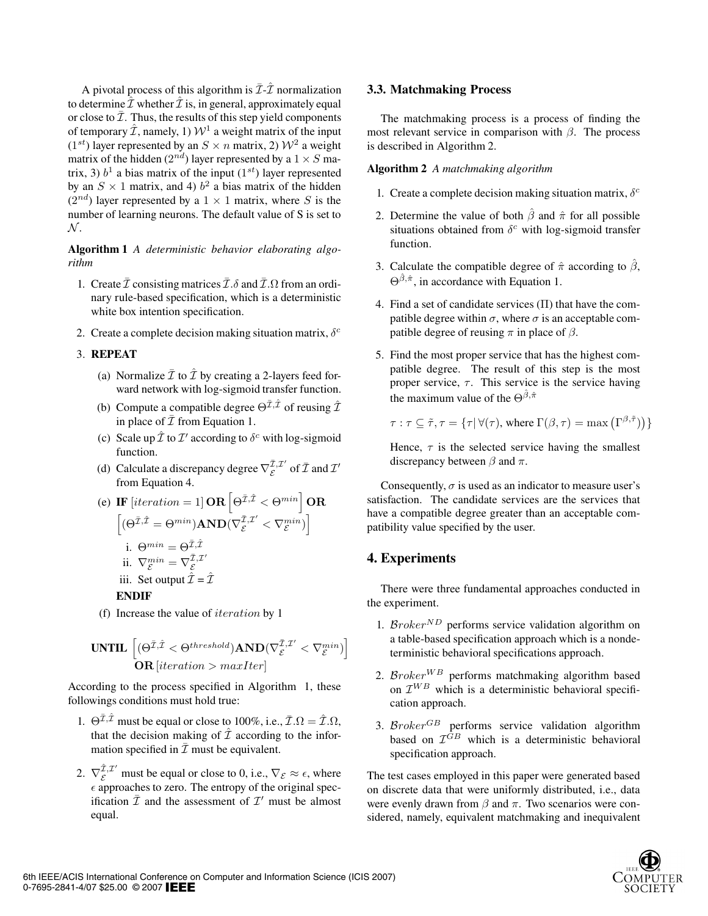A pivotal process of this algorithm is $\bar{\mathcal{I}}$-$\hat{\mathcal{I}}$ normalization to determine $\hat{\mathcal{I}}$ whether $\hat{\mathcal{I}}$ is, in general, approximately equal or close to $\bar{\mathcal{I}}$. Thus, the results of this step yield components of temporary $\hat{\mathcal{I}}$, namely, 1) $\mathcal{W}^1$ a weight matrix of the input ($1^{st}$) layer represented by an $S \times n$ matrix, 2) $\mathcal{W}^2$ a weight matrix of the hidden ($2^{nd}$) layer represented by a $1 \times S$ matrix, 3) $b^1$ a bias matrix of the input ($1^{st}$) layer represented by an $S \times 1$ matrix, and 4) $b^2$ a bias matrix of the hidden ($2^{nd}$) layer represented by a $1 \times 1$ matrix, where $S$ is the number of learning neurons. The default value of S is set to $\mathcal{N}$.

**Algorithm 1** *A deterministic behavior elaborating algorithm*

1. Create $\bar{\mathcal{I}}$ consisting matrices $\bar{\mathcal{I}}.\delta$ and $\bar{\mathcal{I}}.\Omega$ from an ordinary rule-based specification, which is a deterministic white box intention specification.
2. Create a complete decision making situation matrix, $\delta^c$
3. **REPEAT**
   (a) Normalize $\bar{\mathcal{I}}$ to $\hat{\mathcal{I}}$ by creating a 2-layers feed forward network with log-sigmoid transfer function.
   (b) Compute a compatible degree $\Theta^{\bar{\mathcal{I}},\hat{\mathcal{I}}}$ of reusing $\hat{\mathcal{I}}$ in place of $\bar{\mathcal{I}}$ from Equation 1.
   (c) Scale up $\hat{\mathcal{I}}$ to $\mathcal{I}'$ according to $\delta^c$ with log-sigmoid function.
   (d) Calculate a discrepancy degree $\nabla_{\mathcal{E}}^{\bar{\mathcal{I}},\mathcal{I}'}$ of $\bar{\mathcal{I}}$ and $\mathcal{I}'$ from Equation 4.
   (e) **IF** $[iteration = 1]$ **OR** $\left[\Theta^{\bar{\mathcal{I}},\hat{\mathcal{I}}} < \Theta^{min}\right]$ **OR** $\left[(\Theta^{\bar{\mathcal{I}},\hat{\mathcal{I}}} = \Theta^{min})\textbf{AND}(\nabla_{\mathcal{E}}^{\bar{\mathcal{I}},\mathcal{I}'} < \nabla_{\mathcal{E}}^{min})\right]$
      i. $\Theta^{min} = \Theta^{\bar{\mathcal{I}},\hat{\mathcal{I}}}$
      ii. $\nabla_{\mathcal{E}}^{min} = \nabla_{\mathcal{E}}^{\bar{\mathcal{I}},\mathcal{I}'}$
      iii. Set output $\hat{\mathcal{I}} = \hat{\mathcal{I}}$
      
      **ENDIF**
   (f) Increase the value of $iteration$ by 1

**UNTIL** $\left[(\Theta^{\bar{\mathcal{I}},\hat{\mathcal{I}}} < \Theta^{threshold})\textbf{AND}(\nabla_{\mathcal{E}}^{\bar{\mathcal{I}},\mathcal{I}'} < \nabla_{\mathcal{E}}^{min})\right]$ **OR** $[iteration > maxIter]$

According to the process specified in Algorithm 1, these followings conditions must hold true:

1. $\Theta^{\bar{\mathcal{I}},\hat{\mathcal{I}}}$ must be equal or close to 100%, i.e., $\bar{\mathcal{I}}.\Omega = \hat{\mathcal{I}}.\Omega$, that the decision making of $\hat{\mathcal{I}}$ according to the information specified in $\bar{\mathcal{I}}$ must be equivalent.
2. $\nabla_{\mathcal{E}}^{\hat{\mathcal{I}},\mathcal{I}'}$ must be equal or close to 0, i.e., $\nabla_{\mathcal{E}} \approx \epsilon$, where $\epsilon$ approaches to zero. The entropy of the original specification $\bar{\mathcal{I}}$ and the assessment of $\mathcal{I}'$ must be almost equal.

### 3.3. Matchmaking Process

The matchmaking process is a process of finding the most relevant service in comparison with $\beta$. The process is described in Algorithm 2.

**Algorithm 2** *A matchmaking algorithm*

1. Create a complete decision making situation matrix, $\delta^c$
2. Determine the value of both $\hat{\beta}$ and $\hat{\pi}$ for all possible situations obtained from $\delta^c$ with log-sigmoid transfer function.
3. Calculate the compatible degree of $\hat{\pi}$ according to $\hat{\beta}$, $\Theta^{\hat{\beta},\hat{\pi}}$, in accordance with Equation 1.
4. Find a set of candidate services ($\Pi$) that have the compatible degree within $\sigma$, where $\sigma$ is an acceptable compatible degree of reusing $\pi$ in place of $\beta$.
5. Find the most proper service that has the highest compatible degree. The result of this step is the most proper service, $\tau$. This service is the service having the maximum value of the $\Theta^{\hat{\beta},\hat{\pi}}$

   $\tau : \tau \subseteq \tilde{\tau}, \tau = \{\tau | \forall(\tau), \text{ where } \Gamma(\beta,\tau) = \max\left(\Gamma^{\beta,\tilde{\tau}}\right)\}$

   Hence, $\tau$ is the selected service having the smallest discrepancy between $\beta$ and $\pi$.

Consequently, $\sigma$ is used as an indicator to measure user's satisfaction. The candidate services are the services that have a compatible degree greater than an acceptable compatibility value specified by the user.

## 4. Experiments

There were three fundamental approaches conducted in the experiment.

1. $\mathcal{B}roker^{ND}$ performs service validation algorithm on a table-based specification approach which is a nondeterministic behavioral specifications approach.
2. $\mathcal{B}roker^{WB}$ performs matchmaking algorithm based on $\mathcal{I}^{WB}$ which is a deterministic behavioral specification approach.
3. $\mathcal{B}roker^{GB}$ performs service validation algorithm based on $\mathcal{I}^{GB}$ which is a deterministic behavioral specification approach.

The test cases employed in this paper were generated based on discrete data that were uniformly distributed, i.e., data were evenly drawn from $\beta$ and $\pi$. Two scenarios were considered, namely, equivalent matchmaking and inequivalent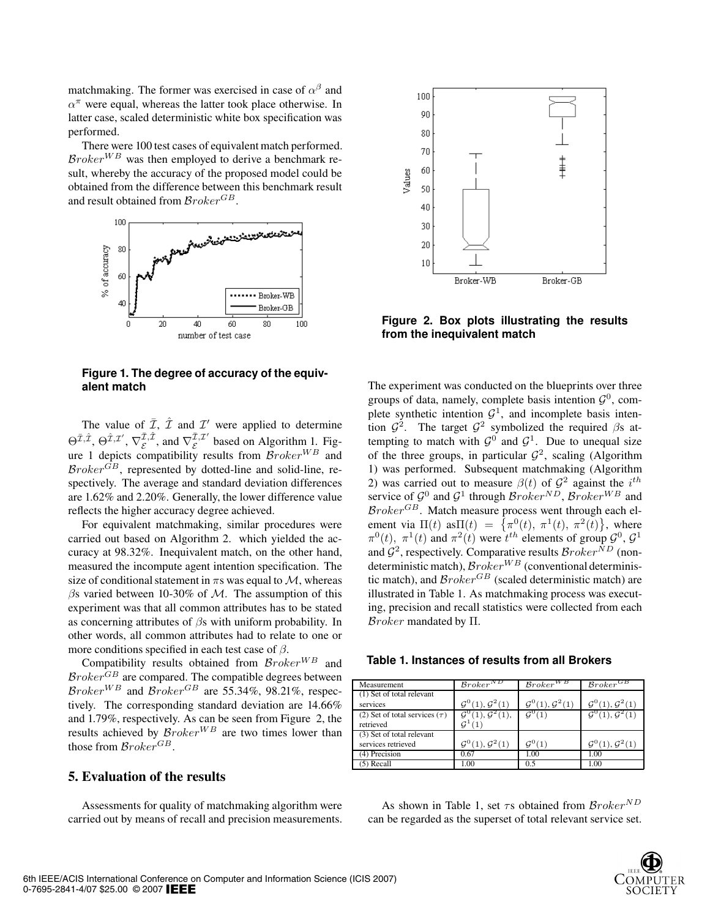matchmaking. The former was exercised in case of $\alpha^\beta$ and $\alpha^\pi$ were equal, whereas the latter took place otherwise. In latter case, scaled deterministic white box specification was performed.

There were 100 test cases of equivalent match performed. $\mathcal{B}roker^{WB}$ was then employed to derive a benchmark result, whereby the accuracy of the proposed model could be obtained from the difference between this benchmark result and result obtained from $\mathcal{B}roker^{GB}$.

**Figure 1. The degree of accuracy of the equivalent match**

The value of $\bar{\mathcal{I}}$, $\hat{\mathcal{I}}$ and $\mathcal{I}'$ were applied to determine $\Theta^{\bar{\mathcal{I}},\hat{\mathcal{I}}}$, $\Theta^{\hat{\mathcal{I}},\mathcal{I}'}$, $\nabla_{\mathcal{E}}^{\bar{\mathcal{I}},\hat{\mathcal{I}}}$, and $\nabla_{\mathcal{E}}^{\bar{\mathcal{I}},\mathcal{I}'}$ based on Algorithm 1. Figure 1 depicts compatibility results from $\mathcal{B}roker^{WB}$ and $\mathcal{B}roker^{GB}$, represented by dotted-line and solid-line, respectively. The average and standard deviation differences are 1.62% and 2.20%. Generally, the lower difference value reflects the higher accuracy degree achieved.

For equivalent matchmaking, similar procedures were carried out based on Algorithm 2. which yielded the accuracy at 98.32%. Inequivalent match, on the other hand, measured the incompute agent intention specification. The size of conditional statement in $\pi$s was equal to $\mathcal{M}$, whereas $\beta$s varied between 10-30% of $\mathcal{M}$. The assumption of this experiment was that all common attributes has to be stated as concerning attributes of $\beta$s with uniform probability. In other words, all common attributes had to relate to one or more conditions specified in each test case of $\beta$.

Compatibility results obtained from $\mathcal{B}roker^{WB}$ and $\mathcal{B}roker^{GB}$ are compared. The compatible degrees between $\mathcal{B}roker^{WB}$ and $\mathcal{B}roker^{GB}$ are 55.34%, 98.21%, respectively. The corresponding standard deviation are 14.66% and 1.79%, respectively. As can be seen from Figure 2, the results achieved by $\mathcal{B}roker^{WB}$ are two times lower than those from $\mathcal{B}roker^{GB}$.

## 5. Evaluation of the results

Assessments for quality of matchmaking algorithm were carried out by means of recall and precision measurements.

**Figure 2. Box plots illustrating the results from the inequivalent match**

The experiment was conducted on the blueprints over three groups of data, namely, complete basis intention $\mathcal{G}^0$, complete synthetic intention $\mathcal{G}^1$, and incomplete basis intention $\mathcal{G}^2$. The target $\mathcal{G}^2$ symbolized the required $\beta$s attempting to match with $\mathcal{G}^0$ and $\mathcal{G}^1$. Due to unequal size of the three groups, in particular $\mathcal{G}^2$, scaling (Algorithm 1) was performed. Subsequent matchmaking (Algorithm 2) was carried out to measure $\beta(t)$ of $\mathcal{G}^2$ against the $i^{th}$ service of $\mathcal{G}^0$ and $\mathcal{G}^1$ through $\mathcal{B}roker^{ND}$, $\mathcal{B}roker^{WB}$ and $\mathcal{B}roker^{GB}$. Match measure process went through each element via $\Pi(t)$ as$\Pi(t) = \{\pi^0(t),\ \pi^1(t),\ \pi^2(t)\}$, where $\pi^0(t)$, $\pi^1(t)$ and $\pi^2(t)$ were $t^{th}$ elements of group $\mathcal{G}^0$, $\mathcal{G}^1$ and $\mathcal{G}^2$, respectively. Comparative results $\mathcal{B}roker^{ND}$ (nondeterministic match), $\mathcal{B}roker^{WB}$ (conventional deterministic match), and $\mathcal{B}roker^{GB}$ (scaled deterministic match) are illustrated in Table 1. As matchmaking process was executing, precision and recall statistics were collected from each $\mathcal{B}roker$ mandated by $\Pi$.

**Table 1. Instances of results from all Brokers**

| Measurement | $\mathcal{B}roker^{ND}$ | $\mathcal{B}roker^{WB}$ | $\mathcal{B}roker^{GB}$ |
|---|---|---|---|
| (1) Set of total relevant services | $\mathcal{G}^0(1), \mathcal{G}^2(1)$ | $\mathcal{G}^0(1), \mathcal{G}^2(1)$ | $\mathcal{G}^0(1), \mathcal{G}^2(1)$ |
| (2) Set of total services ($\tau$) retrieved | $\mathcal{G}^0(1), \mathcal{G}^2(1), \mathcal{G}^1(1)$ | $\mathcal{G}^0(1)$ | $\mathcal{G}^0(1), \mathcal{G}^2(1)$ |
| (3) Set of total relevant services retrieved | $\mathcal{G}^0(1), \mathcal{G}^2(1)$ | $\mathcal{G}^0(1)$ | $\mathcal{G}^0(1), \mathcal{G}^2(1)$ |
| (4) Precision | 0.67 | 1.00 | 1.00 |
| (5) Recall | 1.00 | 0.5 | 1.00 |

As shown in Table 1, set $\tau$s obtained from $\mathcal{B}roker^{ND}$ can be regarded as the superset of total relevant service set.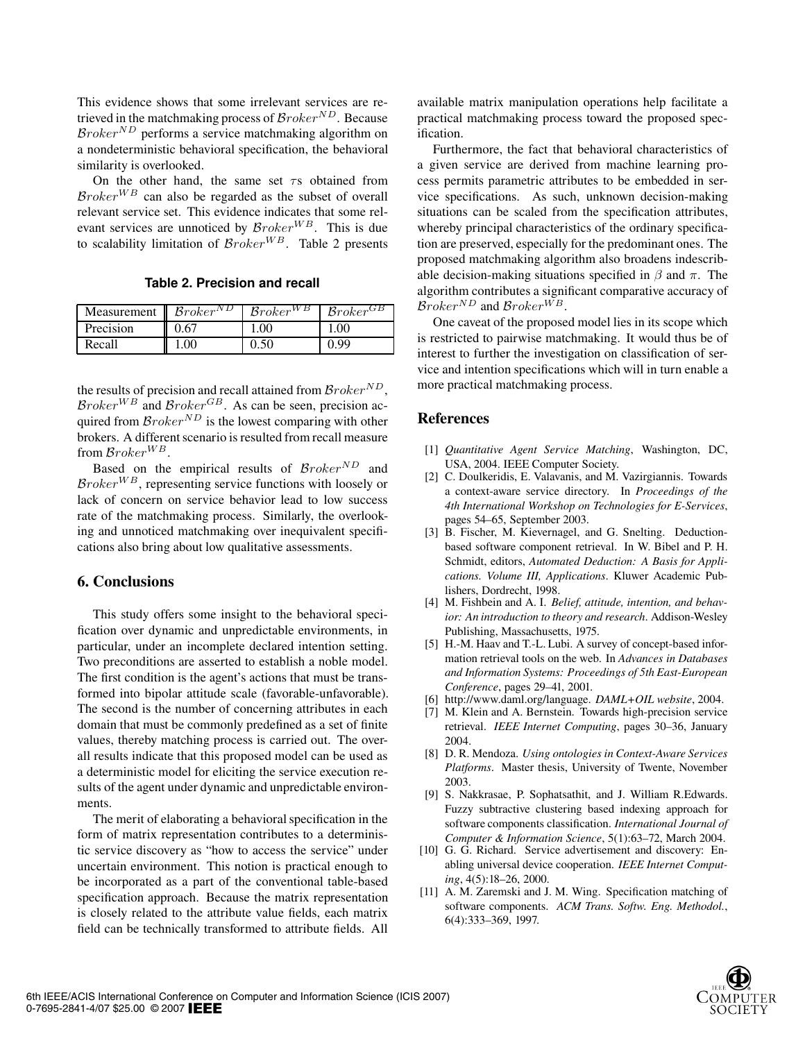This evidence shows that some irrelevant services are retrieved in the matchmaking process of $\mathcal{B}roker^{ND}$. Because $\mathcal{B}roker^{ND}$ performs a service matchmaking algorithm on a nondeterministic behavioral specification, the behavioral similarity is overlooked.

On the other hand, the same set $\tau$s obtained from $\mathcal{B}roker^{WB}$ can also be regarded as the subset of overall relevant service set. This evidence indicates that some relevant services are unnoticed by $\mathcal{B}roker^{WB}$. This is due to scalability limitation of $\mathcal{B}roker^{WB}$. Table 2 presents the results of precision and recall attained from $\mathcal{B}roker^{ND}$, $\mathcal{B}roker^{WB}$ and $\mathcal{B}roker^{GB}$. As can be seen, precision acquired from $\mathcal{B}roker^{ND}$ is the lowest comparing with other brokers. A different scenario is resulted from recall measure from $\mathcal{B}roker^{WB}$.

**Table 2. Precision and recall**

| Measurement | $\mathcal{B}roker^{ND}$ | $\mathcal{B}roker^{WB}$ | $\mathcal{B}roker^{GB}$ |
|---|---|---|---|
| Precision | 0.67 | 1.00 | 1.00 |
| Recall | 1.00 | 0.50 | 0.99 |

Based on the empirical results of $\mathcal{B}roker^{ND}$ and $\mathcal{B}roker^{WB}$, representing service functions with loosely or lack of concern on service behavior lead to low success rate of the matchmaking process. Similarly, the overlooking and unnoticed matchmaking over inequivalent specifications also bring about low qualitative assessments.

## 6. Conclusions

This study offers some insight to the behavioral specification over dynamic and unpredictable environments, in particular, under an incomplete declared intention setting. Two preconditions are asserted to establish a noble model. The first condition is the agent's actions that must be transformed into bipolar attitude scale (favorable-unfavorable). The second is the number of concerning attributes in each domain that must be commonly predefined as a set of finite values, thereby matching process is carried out. The overall results indicate that this proposed model can be used as a deterministic model for eliciting the service execution results of the agent under dynamic and unpredictable environments.

The merit of elaborating a behavioral specification in the form of matrix representation contributes to a deterministic service discovery as "how to access the service" under uncertain environment. This notion is practical enough to be incorporated as a part of the conventional table-based specification approach. Because the matrix representation is closely related to the attribute value fields, each matrix field can be technically transformed to attribute fields. All available matrix manipulation operations help facilitate a practical matchmaking process toward the proposed specification.

Furthermore, the fact that behavioral characteristics of a given service are derived from machine learning process permits parametric attributes to be embedded in service specifications. As such, unknown decision-making situations can be scaled from the specification attributes, whereby principal characteristics of the ordinary specification are preserved, especially for the predominant ones. The proposed matchmaking algorithm also broadens indescribable decision-making situations specified in $\beta$ and $\pi$. The algorithm contributes a significant comparative accuracy of $\mathcal{B}roker^{ND}$ and $\mathcal{B}roker^{WB}$.

One caveat of the proposed model lies in its scope which is restricted to pairwise matchmaking. It would thus be of interest to further the investigation on classification of service and intention specifications which will in turn enable a more practical matchmaking process.

## References

[1] *Quantitative Agent Service Matching*, Washington, DC, USA, 2004. IEEE Computer Society.

[2] C. Doulkeridis, E. Valavanis, and M. Vazirgiannis. Towards a context-aware service directory. In *Proceedings of the 4th International Workshop on Technologies for E-Services*, pages 54–65, September 2003.

[3] B. Fischer, M. Kievernagel, and G. Snelting. Deduction-based software component retrieval. In W. Bibel and P. H. Schmidt, editors, *Automated Deduction: A Basis for Applications. Volume III, Applications*. Kluwer Academic Publishers, Dordrecht, 1998.

[4] M. Fishbein and A. I. *Belief, attitude, intention, and behavior: An introduction to theory and research*. Addison-Wesley Publishing, Massachusetts, 1975.

[5] H.-M. Haav and T.-L. Lubi. A survey of concept-based information retrieval tools on the web. In *Advances in Databases and Information Systems: Proceedings of 5th East-European Conference*, pages 29–41, 2001.

[6] http://www.daml.org/language. *DAML+OIL website*, 2004.

[7] M. Klein and A. Bernstein. Towards high-precision service retrieval. *IEEE Internet Computing*, pages 30–36, January 2004.

[8] D. R. Mendoza. *Using ontologies in Context-Aware Services Platforms*. Master thesis, University of Twente, November 2003.

[9] S. Nakkrasae, P. Sophatsathit, and J. William R.Edwards. Fuzzy subtractive clustering based indexing approach for software components classification. *International Journal of Computer & Information Science*, 5(1):63–72, March 2004.

[10] G. G. Richard. Service advertisement and discovery: Enabling universal device cooperation. *IEEE Internet Computing*, 4(5):18–26, 2000.

[11] A. M. Zaremski and J. M. Wing. Specification matching of software components. *ACM Trans. Softw. Eng. Methodol.*, 6(4):333–369, 1997.